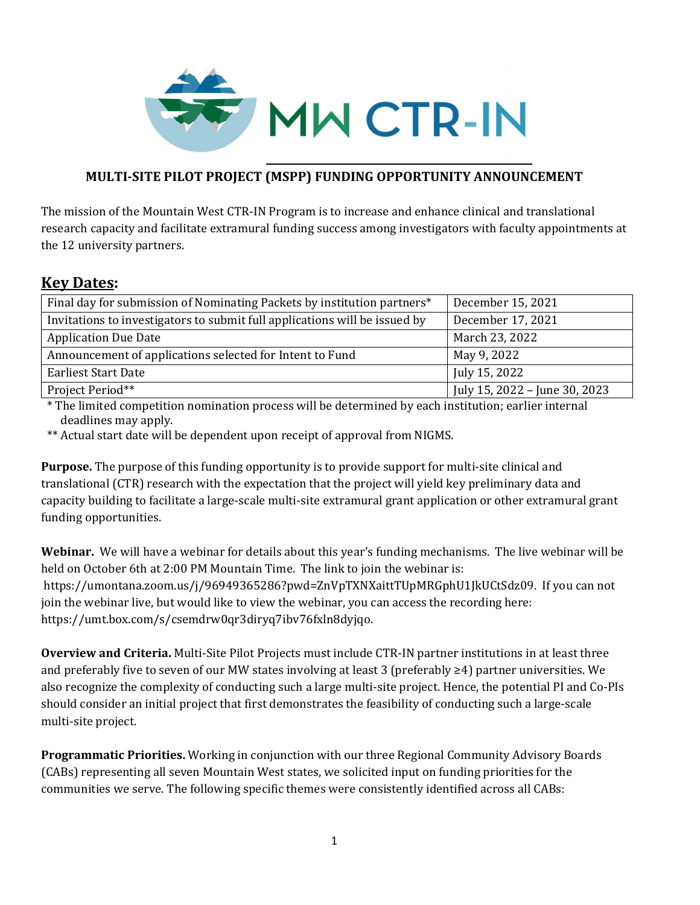# MW CTR-IN

## MULTI-SITE PILOT PROJECT (MSPP) FUNDING OPPORTUNITY ANNOUNCEMENT

The mission of the Mountain West CTR-IN Program is to increase and enhance clinical and translational research capacity and facilitate extramural funding success among investigators with faculty appointments at the 12 university partners.

## Key Dates:

| | |
|---|---|
| Final day for submission of Nominating Packets by institution partners* | December 15, 2021 |
| Invitations to investigators to submit full applications will be issued by | December 17, 2021 |
| Application Due Date | March 23, 2022 |
| Announcement of applications selected for Intent to Fund | May 9, 2022 |
| Earliest Start Date | July 15, 2022 |
| Project Period** | July 15, 2022 – June 30, 2023 |

\* The limited competition nomination process will be determined by each institution; earlier internal deadlines may apply.

** Actual start date will be dependent upon receipt of approval from NIGMS.

**Purpose.** The purpose of this funding opportunity is to provide support for multi-site clinical and translational (CTR) research with the expectation that the project will yield key preliminary data and capacity building to facilitate a large-scale multi-site extramural grant application or other extramural grant funding opportunities.

**Webinar.** We will have a webinar for details about this year's funding mechanisms. The live webinar will be held on October 6th at 2:00 PM Mountain Time. The link to join the webinar is: https://umontana.zoom.us/j/96949365286?pwd=ZnVpTXNXaittTUpMRGphU1JkUCtSdz09. If you can not join the webinar live, but would like to view the webinar, you can access the recording here: https://umt.box.com/s/csemdrw0qr3diryq7ibv76fxln8dyjqo.

**Overview and Criteria.** Multi-Site Pilot Projects must include CTR-IN partner institutions in at least three and preferably five to seven of our MW states involving at least 3 (preferably ≥4) partner universities. We also recognize the complexity of conducting such a large multi-site project. Hence, the potential PI and Co-PIs should consider an initial project that first demonstrates the feasibility of conducting such a large-scale multi-site project.

**Programmatic Priorities.** Working in conjunction with our three Regional Community Advisory Boards (CABs) representing all seven Mountain West states, we solicited input on funding priorities for the communities we serve. The following specific themes were consistently identified across all CABs: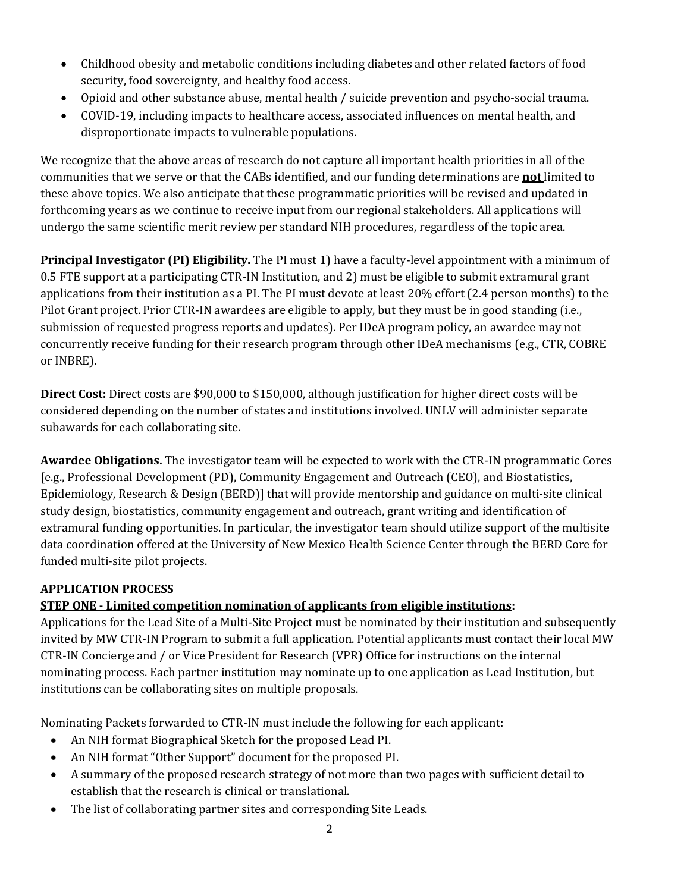- Childhood obesity and metabolic conditions including diabetes and other related factors of food security, food sovereignty, and healthy food access.
- Opioid and other substance abuse, mental health / suicide prevention and psycho-social trauma.
- COVID-19, including impacts to healthcare access, associated influences on mental health, and disproportionate impacts to vulnerable populations.

We recognize that the above areas of research do not capture all important health priorities in all of the communities that we serve or that the CABs identified, and our funding determinations are **not** limited to these above topics. We also anticipate that these programmatic priorities will be revised and updated in forthcoming years as we continue to receive input from our regional stakeholders. All applications will undergo the same scientific merit review per standard NIH procedures, regardless of the topic area.

**Principal Investigator (PI) Eligibility.** The PI must 1) have a faculty-level appointment with a minimum of 0.5 FTE support at a participating CTR-IN Institution, and 2) must be eligible to submit extramural grant applications from their institution as a PI. The PI must devote at least 20% effort (2.4 person months) to the Pilot Grant project. Prior CTR-IN awardees are eligible to apply, but they must be in good standing (i.e., submission of requested progress reports and updates). Per IDeA program policy, an awardee may not concurrently receive funding for their research program through other IDeA mechanisms (e.g., CTR, COBRE or INBRE).

**Direct Cost:** Direct costs are $90,000 to $150,000, although justification for higher direct costs will be considered depending on the number of states and institutions involved. UNLV will administer separate subawards for each collaborating site.

**Awardee Obligations.** The investigator team will be expected to work with the CTR-IN programmatic Cores [e.g., Professional Development (PD), Community Engagement and Outreach (CEO), and Biostatistics, Epidemiology, Research & Design (BERD)] that will provide mentorship and guidance on multi-site clinical study design, biostatistics, community engagement and outreach, grant writing and identification of extramural funding opportunities. In particular, the investigator team should utilize support of the multisite data coordination offered at the University of New Mexico Health Science Center through the BERD Core for funded multi-site pilot projects.

## APPLICATION PROCESS

### STEP ONE - Limited competition nomination of applicants from eligible institutions:

Applications for the Lead Site of a Multi-Site Project must be nominated by their institution and subsequently invited by MW CTR-IN Program to submit a full application. Potential applicants must contact their local MW CTR-IN Concierge and / or Vice President for Research (VPR) Office for instructions on the internal nominating process. Each partner institution may nominate up to one application as Lead Institution, but institutions can be collaborating sites on multiple proposals.

Nominating Packets forwarded to CTR-IN must include the following for each applicant:

- An NIH format Biographical Sketch for the proposed Lead PI.
- An NIH format "Other Support" document for the proposed PI.
- A summary of the proposed research strategy of not more than two pages with sufficient detail to establish that the research is clinical or translational.
- The list of collaborating partner sites and corresponding Site Leads.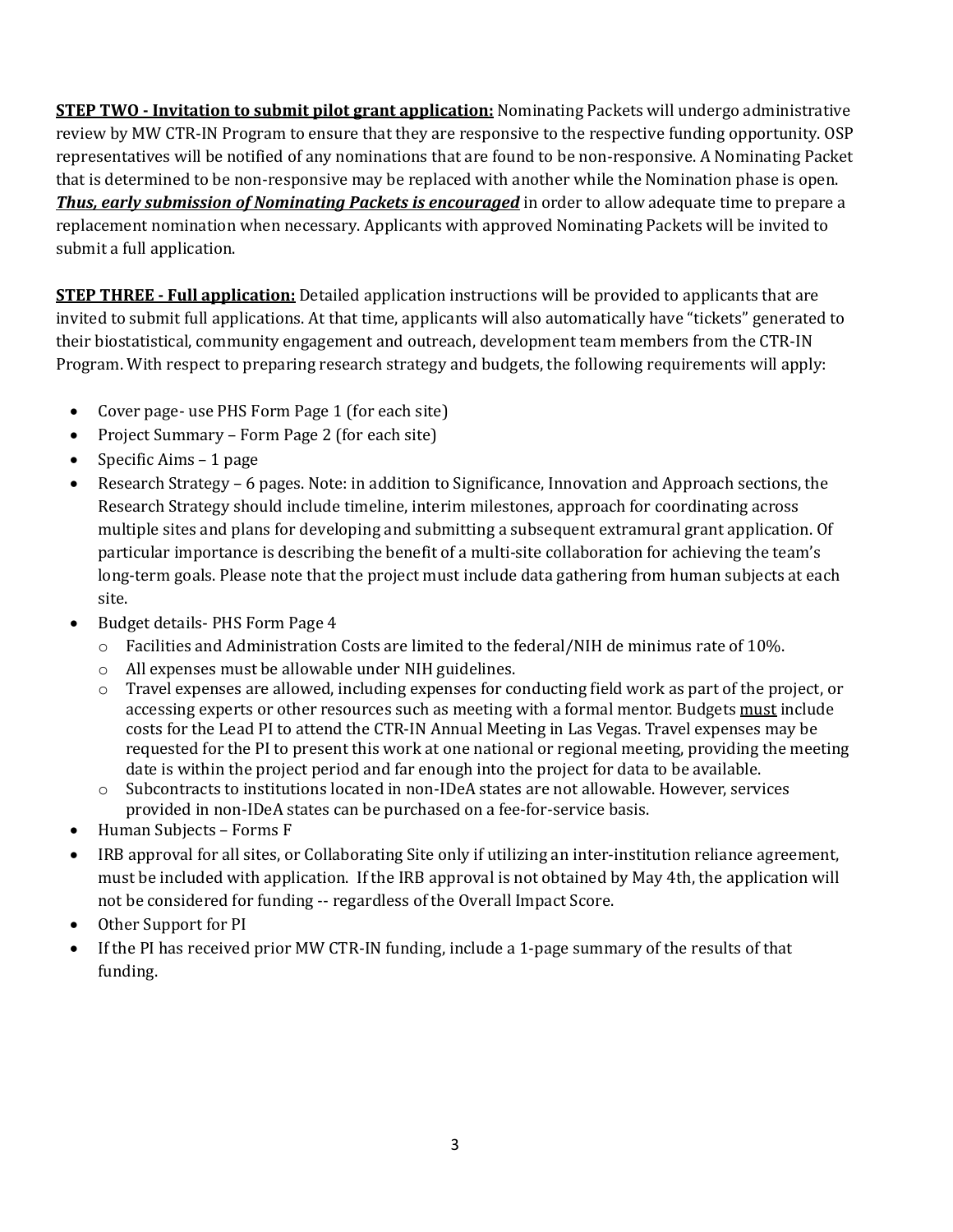**<u>STEP TWO - Invitation to submit pilot grant application:</u>** Nominating Packets will undergo administrative review by MW CTR-IN Program to ensure that they are responsive to the respective funding opportunity. OSP representatives will be notified of any nominations that are found to be non-responsive. A Nominating Packet that is determined to be non-responsive may be replaced with another while the Nomination phase is open. ***<u>Thus, early submission of Nominating Packets is encouraged</u>*** in order to allow adequate time to prepare a replacement nomination when necessary. Applicants with approved Nominating Packets will be invited to submit a full application.

**<u>STEP THREE - Full application:</u>** Detailed application instructions will be provided to applicants that are invited to submit full applications. At that time, applicants will also automatically have "tickets" generated to their biostatistical, community engagement and outreach, development team members from the CTR-IN Program. With respect to preparing research strategy and budgets, the following requirements will apply:

- Cover page- use PHS Form Page 1 (for each site)
- Project Summary – Form Page 2 (for each site)
- Specific Aims – 1 page
- Research Strategy – 6 pages. Note: in addition to Significance, Innovation and Approach sections, the Research Strategy should include timeline, interim milestones, approach for coordinating across multiple sites and plans for developing and submitting a subsequent extramural grant application. Of particular importance is describing the benefit of a multi-site collaboration for achieving the team's long-term goals. Please note that the project must include data gathering from human subjects at each site.
- Budget details- PHS Form Page 4
  - Facilities and Administration Costs are limited to the federal/NIH de minimus rate of 10%.
  - All expenses must be allowable under NIH guidelines.
  - Travel expenses are allowed, including expenses for conducting field work as part of the project, or accessing experts or other resources such as meeting with a formal mentor. Budgets <u>must</u> include costs for the Lead PI to attend the CTR-IN Annual Meeting in Las Vegas. Travel expenses may be requested for the PI to present this work at one national or regional meeting, providing the meeting date is within the project period and far enough into the project for data to be available.
  - Subcontracts to institutions located in non-IDeA states are not allowable. However, services provided in non-IDeA states can be purchased on a fee-for-service basis.
- Human Subjects – Forms F
- IRB approval for all sites, or Collaborating Site only if utilizing an inter-institution reliance agreement, must be included with application. If the IRB approval is not obtained by May 4th, the application will not be considered for funding -- regardless of the Overall Impact Score.
- Other Support for PI
- If the PI has received prior MW CTR-IN funding, include a 1-page summary of the results of that funding.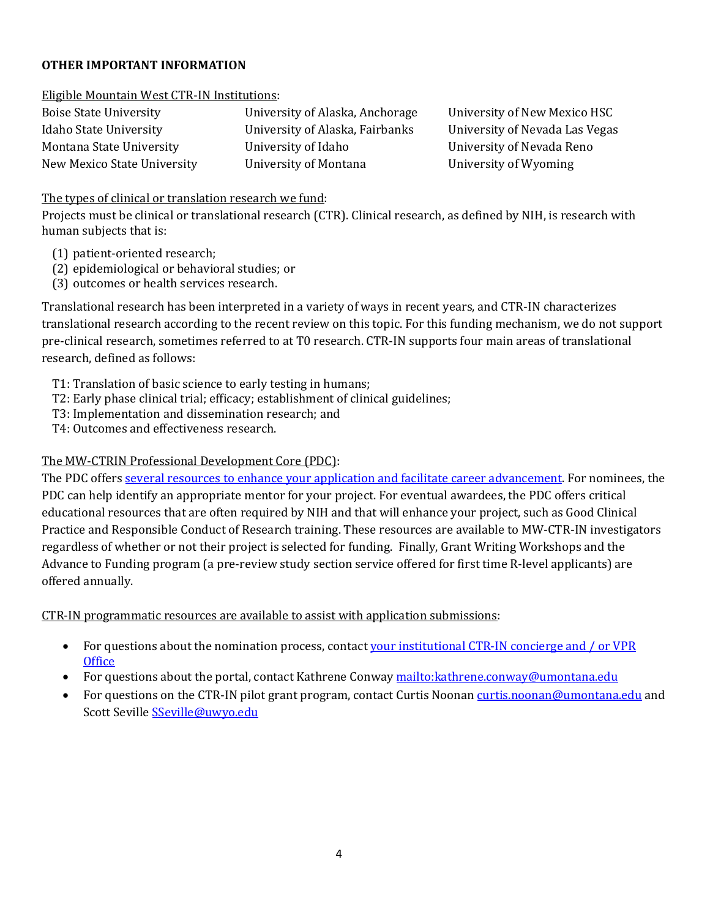**OTHER IMPORTANT INFORMATION**

Eligible Mountain West CTR-IN Institutions:

| | | |
|---|---|---|
| Boise State University | University of Alaska, Anchorage | University of New Mexico HSC |
| Idaho State University | University of Alaska, Fairbanks | University of Nevada Las Vegas |
| Montana State University | University of Idaho | University of Nevada Reno |
| New Mexico State University | University of Montana | University of Wyoming |

The types of clinical or translation research we fund:

Projects must be clinical or translational research (CTR). Clinical research, as defined by NIH, is research with human subjects that is:

(1) patient-oriented research;
(2) epidemiological or behavioral studies; or
(3) outcomes or health services research.

Translational research has been interpreted in a variety of ways in recent years, and CTR-IN characterizes translational research according to the recent review on this topic. For this funding mechanism, we do not support pre-clinical research, sometimes referred to at T0 research. CTR-IN supports four main areas of translational research, defined as follows:

T1: Translation of basic science to early testing in humans;
T2: Early phase clinical trial; efficacy; establishment of clinical guidelines;
T3: Implementation and dissemination research; and
T4: Outcomes and effectiveness research.

The MW-CTRIN Professional Development Core (PDC):

The PDC offers several resources to enhance your application and facilitate career advancement. For nominees, the PDC can help identify an appropriate mentor for your project. For eventual awardees, the PDC offers critical educational resources that are often required by NIH and that will enhance your project, such as Good Clinical Practice and Responsible Conduct of Research training. These resources are available to MW-CTR-IN investigators regardless of whether or not their project is selected for funding. Finally, Grant Writing Workshops and the Advance to Funding program (a pre-review study section service offered for first time R-level applicants) are offered annually.

CTR-IN programmatic resources are available to assist with application submissions:

- For questions about the nomination process, contact your institutional CTR-IN concierge and / or VPR Office
- For questions about the portal, contact Kathrene Conway mailto:kathrene.conway@umontana.edu
- For questions on the CTR-IN pilot grant program, contact Curtis Noonan curtis.noonan@umontana.edu and Scott Seville SSeville@uwyo.edu